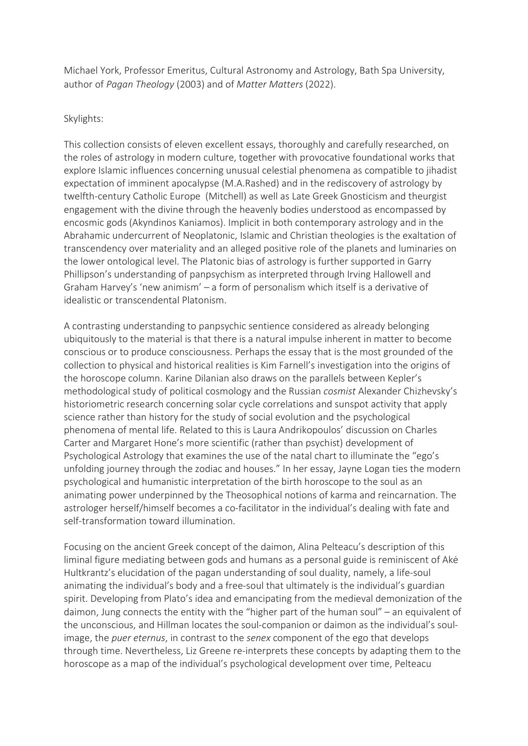Michael York, Professor Emeritus, Cultural Astronomy and Astrology, Bath Spa University, author of *Pagan Theology* (2003) and of *Matter Matters* (2022).

Skylights:

This collection consists of eleven excellent essays, thoroughly and carefully researched, on the roles of astrology in modern culture, together with provocative foundational works that explore Islamic influences concerning unusual celestial phenomena as compatible to jihadist expectation of imminent apocalypse (M.A.Rashed) and in the rediscovery of astrology by twelfth-century Catholic Europe (Mitchell) as well as Late Greek Gnosticism and theurgist engagement with the divine through the heavenly bodies understood as encompassed by encosmic gods (Akyndinos Kaniamos). Implicit in both contemporary astrology and in the Abrahamic undercurrent of Neoplatonic, Islamic and Christian theologies is the exaltation of transcendency over materiality and an alleged positive role of the planets and luminaries on the lower ontological level. The Platonic bias of astrology is further supported in Garry Phillipson's understanding of panpsychism as interpreted through Irving Hallowell and Graham Harvey's 'new animism' – a form of personalism which itself is a derivative of idealistic or transcendental Platonism.

A contrasting understanding to panpsychic sentience considered as already belonging ubiquitously to the material is that there is a natural impulse inherent in matter to become conscious or to produce consciousness. Perhaps the essay that is the most grounded of the collection to physical and historical realities is Kim Farnell's investigation into the origins of the horoscope column. Karine Dilanian also draws on the parallels between Kepler's methodological study of political cosmology and the Russian *cosmist* Alexander Chizhevsky's historiometric research concerning solar cycle correlations and sunspot activity that apply science rather than history for the study of social evolution and the psychological phenomena of mental life. Related to this is Laura Andrikopoulos' discussion on Charles Carter and Margaret Hone's more scientific (rather than psychist) development of Psychological Astrology that examines the use of the natal chart to illuminate the "ego's unfolding journey through the zodiac and houses." In her essay, Jayne Logan ties the modern psychological and humanistic interpretation of the birth horoscope to the soul as an animating power underpinned by the Theosophical notions of karma and reincarnation. The astrologer herself/himself becomes a co-facilitator in the individual's dealing with fate and self-transformation toward illumination.

Focusing on the ancient Greek concept of the daimon, Alina Pelteacu's description of this liminal figure mediating between gods and humans as a personal guide is reminiscent of Akė Hultkrantz's elucidation of the pagan understanding of soul duality, namely, a life-soul animating the individual's body and a free-soul that ultimately is the individual's guardian spirit. Developing from Plato's idea and emancipating from the medieval demonization of the daimon, Jung connects the entity with the "higher part of the human soul" – an equivalent of the unconscious, and Hillman locates the soul-companion or daimon as the individual's soul-image, the *puer eternus*, in contrast to the *senex* component of the ego that develops through time. Nevertheless, Liz Greene re-interprets these concepts by adapting them to the horoscope as a map of the individual's psychological development over time, Pelteacu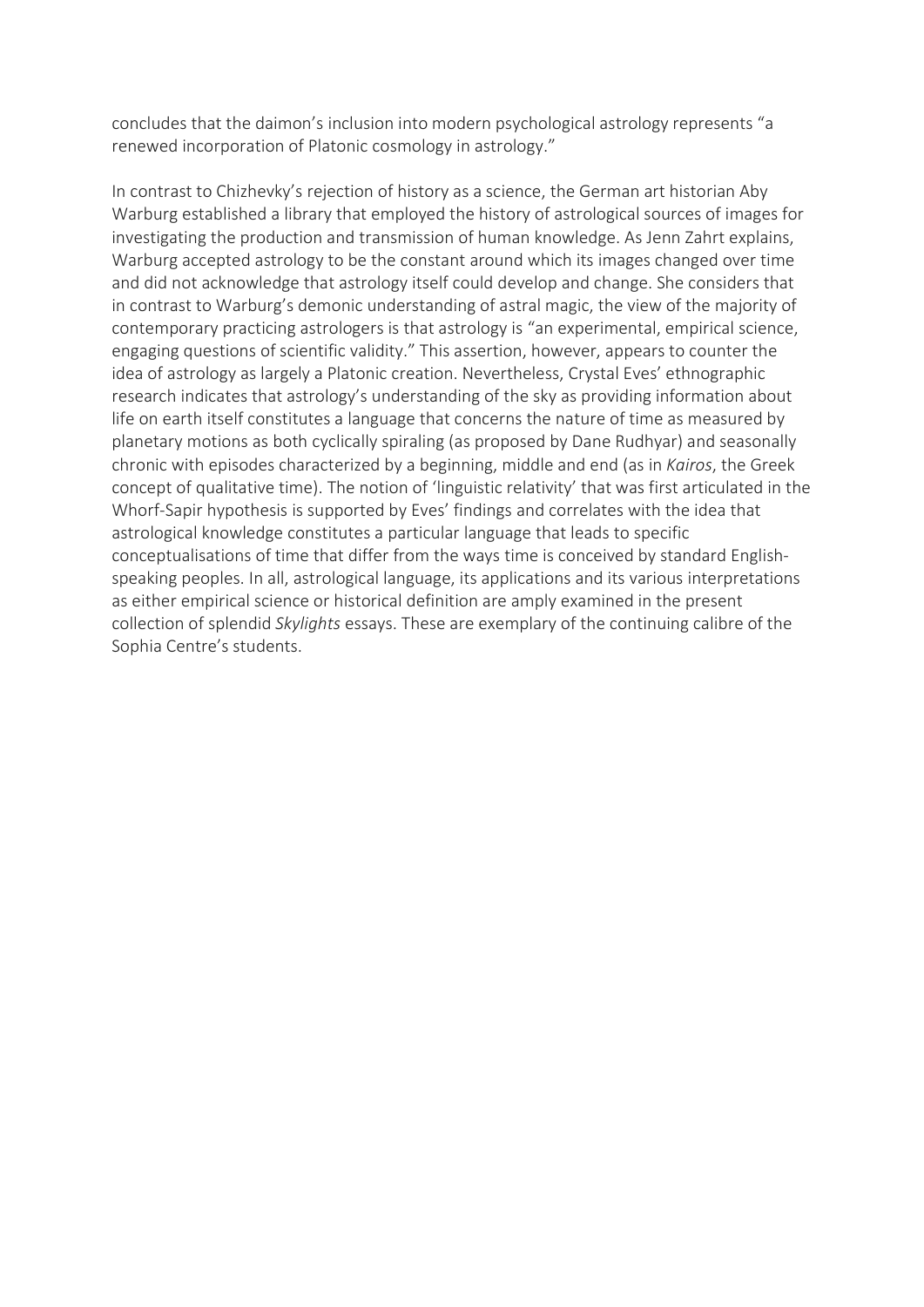concludes that the daimon's inclusion into modern psychological astrology represents "a renewed incorporation of Platonic cosmology in astrology."

In contrast to Chizhevky's rejection of history as a science, the German art historian Aby Warburg established a library that employed the history of astrological sources of images for investigating the production and transmission of human knowledge. As Jenn Zahrt explains, Warburg accepted astrology to be the constant around which its images changed over time and did not acknowledge that astrology itself could develop and change. She considers that in contrast to Warburg's demonic understanding of astral magic, the view of the majority of contemporary practicing astrologers is that astrology is "an experimental, empirical science, engaging questions of scientific validity." This assertion, however, appears to counter the idea of astrology as largely a Platonic creation. Nevertheless, Crystal Eves' ethnographic research indicates that astrology's understanding of the sky as providing information about life on earth itself constitutes a language that concerns the nature of time as measured by planetary motions as both cyclically spiraling (as proposed by Dane Rudhyar) and seasonally chronic with episodes characterized by a beginning, middle and end (as in *Kairos*, the Greek concept of qualitative time). The notion of 'linguistic relativity' that was first articulated in the Whorf-Sapir hypothesis is supported by Eves' findings and correlates with the idea that astrological knowledge constitutes a particular language that leads to specific conceptualisations of time that differ from the ways time is conceived by standard English-speaking peoples. In all, astrological language, its applications and its various interpretations as either empirical science or historical definition are amply examined in the present collection of splendid *Skylights* essays. These are exemplary of the continuing calibre of the Sophia Centre's students.